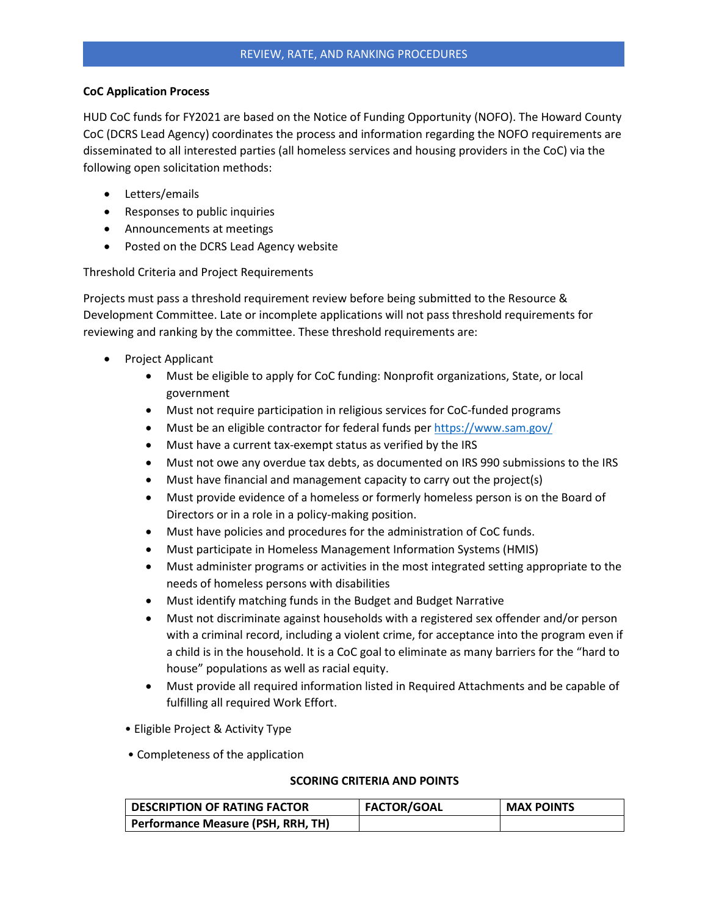## REVIEW, RATE, AND RANKING PROCEDURES

**CoC Application Process**

HUD CoC funds for FY2021 are based on the Notice of Funding Opportunity (NOFO). The Howard County CoC (DCRS Lead Agency) coordinates the process and information regarding the NOFO requirements are disseminated to all interested parties (all homeless services and housing providers in the CoC) via the following open solicitation methods:

- Letters/emails
- Responses to public inquiries
- Announcements at meetings
- Posted on the DCRS Lead Agency website

Threshold Criteria and Project Requirements

Projects must pass a threshold requirement review before being submitted to the Resource & Development Committee. Late or incomplete applications will not pass threshold requirements for reviewing and ranking by the committee. These threshold requirements are:

- Project Applicant
  - Must be eligible to apply for CoC funding: Nonprofit organizations, State, or local government
  - Must not require participation in religious services for CoC-funded programs
  - Must be an eligible contractor for federal funds per https://www.sam.gov/
  - Must have a current tax-exempt status as verified by the IRS
  - Must not owe any overdue tax debts, as documented on IRS 990 submissions to the IRS
  - Must have financial and management capacity to carry out the project(s)
  - Must provide evidence of a homeless or formerly homeless person is on the Board of Directors or in a role in a policy-making position.
  - Must have policies and procedures for the administration of CoC funds.
  - Must participate in Homeless Management Information Systems (HMIS)
  - Must administer programs or activities in the most integrated setting appropriate to the needs of homeless persons with disabilities
  - Must identify matching funds in the Budget and Budget Narrative
  - Must not discriminate against households with a registered sex offender and/or person with a criminal record, including a violent crime, for acceptance into the program even if a child is in the household. It is a CoC goal to eliminate as many barriers for the "hard to house" populations as well as racial equity.
  - Must provide all required information listed in Required Attachments and be capable of fulfilling all required Work Effort.
- Eligible Project & Activity Type
- Completeness of the application

**SCORING CRITERIA AND POINTS**

| DESCRIPTION OF RATING FACTOR | FACTOR/GOAL | MAX POINTS |
|---|---|---|
| **Performance Measure (PSH, RRH, TH)** | | |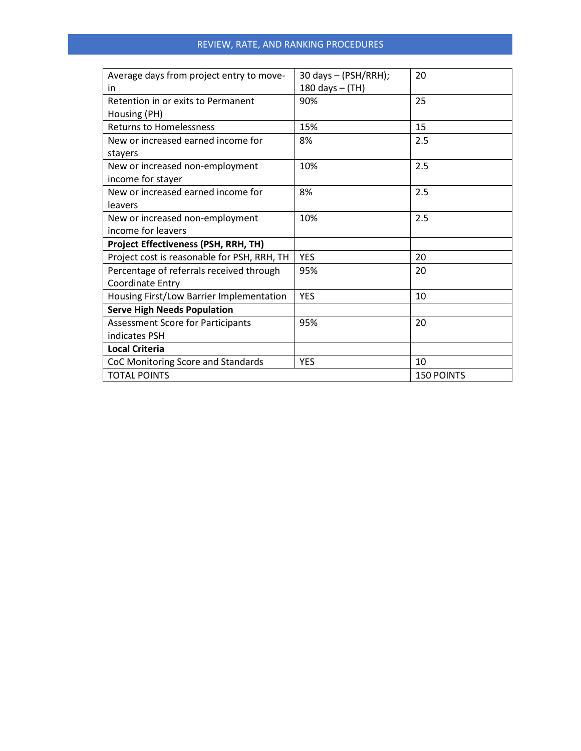| | | |
|---|---|---|
| Average days from project entry to move-in | 30 days – (PSH/RRH); 180 days – (TH) | 20 |
| Retention in or exits to Permanent Housing (PH) | 90% | 25 |
| Returns to Homelessness | 15% | 15 |
| New or increased earned income for stayers | 8% | 2.5 |
| New or increased non-employment income for stayer | 10% | 2.5 |
| New or increased earned income for leavers | 8% | 2.5 |
| New or increased non-employment income for leavers | 10% | 2.5 |
| **Project Effectiveness (PSH, RRH, TH)** | | |
| Project cost is reasonable for PSH, RRH, TH | YES | 20 |
| Percentage of referrals received through Coordinate Entry | 95% | 20 |
| Housing First/Low Barrier Implementation | YES | 10 |
| **Serve High Needs Population** | | |
| Assessment Score for Participants indicates PSH | 95% | 20 |
| **Local Criteria** | | |
| CoC Monitoring Score and Standards | YES | 10 |
| TOTAL POINTS | | 150 POINTS |